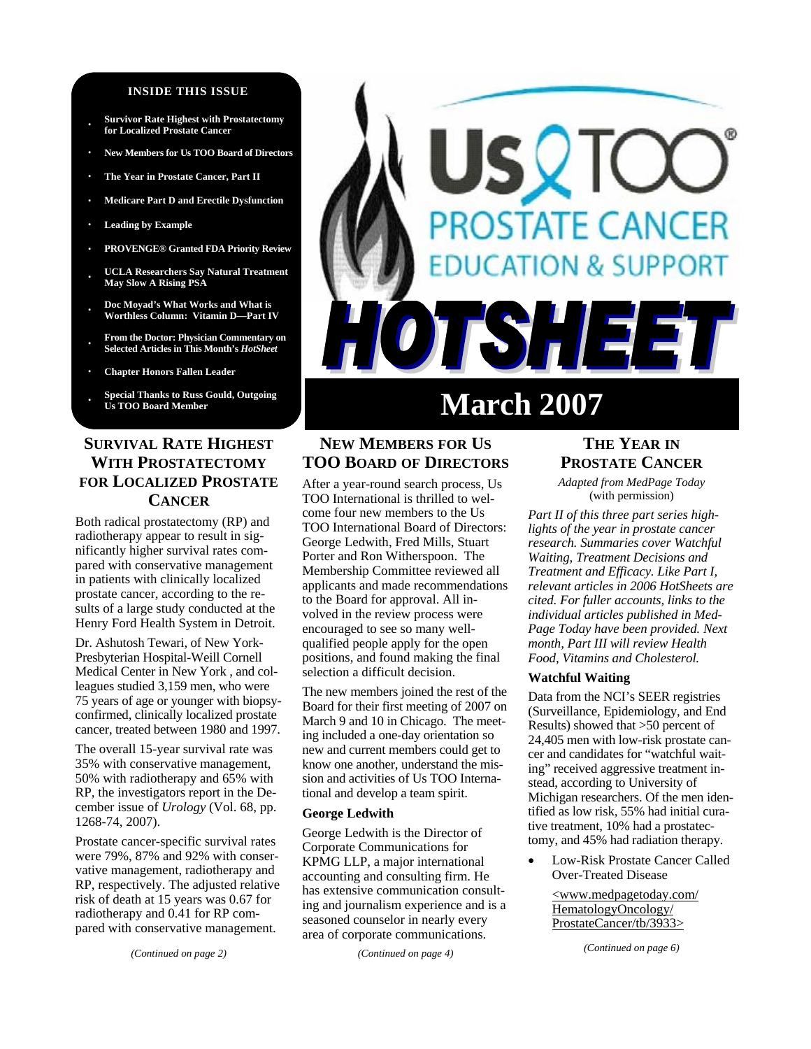# Us TOO® PROSTATE CANCER EDUCATION & SUPPORT

# HOTSHEET

# March 2007

**INSIDE THIS ISSUE**

- Survivor Rate Highest with Prostatectomy for Localized Prostate Cancer
- New Members for Us TOO Board of Directors
- The Year in Prostate Cancer, Part II
- Medicare Part D and Erectile Dysfunction
- Leading by Example
- PROVENGE® Granted FDA Priority Review
- UCLA Researchers Say Natural Treatment May Slow A Rising PSA
- Doc Moyad's What Works and What is Worthless Column: Vitamin D—Part IV
- From the Doctor: Physician Commentary on Selected Articles in This Month's *HotSheet*
- Chapter Honors Fallen Leader
- Special Thanks to Russ Gould, Outgoing Us TOO Board Member

## SURVIVAL RATE HIGHEST WITH PROSTATECTOMY FOR LOCALIZED PROSTATE CANCER

Both radical prostatectomy (RP) and radiotherapy appear to result in significantly higher survival rates compared with conservative management in patients with clinically localized prostate cancer, according to the results of a large study conducted at the Henry Ford Health System in Detroit.

Dr. Ashutosh Tewari, of New York-Presbyterian Hospital-Weill Cornell Medical Center in New York , and colleagues studied 3,159 men, who were 75 years of age or younger with biopsy-confirmed, clinically localized prostate cancer, treated between 1980 and 1997.

The overall 15-year survival rate was 35% with conservative management, 50% with radiotherapy and 65% with RP, the investigators report in the December issue of *Urology* (Vol. 68, pp. 1268-74, 2007).

Prostate cancer-specific survival rates were 79%, 87% and 92% with conservative management, radiotherapy and RP, respectively. The adjusted relative risk of death at 15 years was 0.67 for radiotherapy and 0.41 for RP compared with conservative management.

*(Continued on page 2)*

## NEW MEMBERS FOR US TOO BOARD OF DIRECTORS

After a year-round search process, Us TOO International is thrilled to welcome four new members to the Us TOO International Board of Directors: George Ledwith, Fred Mills, Stuart Porter and Ron Witherspoon. The Membership Committee reviewed all applicants and made recommendations to the Board for approval. All involved in the review process were encouraged to see so many well-qualified people apply for the open positions, and found making the final selection a difficult decision.

The new members joined the rest of the Board for their first meeting of 2007 on March 9 and 10 in Chicago. The meeting included a one-day orientation so new and current members could get to know one another, understand the mission and activities of Us TOO International and develop a team spirit.

### George Ledwith

George Ledwith is the Director of Corporate Communications for KPMG LLP, a major international accounting and consulting firm. He has extensive communication consulting and journalism experience and is a seasoned counselor in nearly every area of corporate communications.

*(Continued on page 4)*

## THE YEAR IN PROSTATE CANCER

*Adapted from MedPage Today* (with permission)

*Part II of this three part series highlights of the year in prostate cancer research. Summaries cover Watchful Waiting, Treatment Decisions and Treatment and Efficacy. Like Part I, relevant articles in 2006 HotSheets are cited. For fuller accounts, links to the individual articles published in MedPage Today have been provided. Next month, Part III will review Health Food, Vitamins and Cholesterol.*

### Watchful Waiting

Data from the NCI's SEER registries (Surveillance, Epidemiology, and End Results) showed that >50 percent of 24,405 men with low-risk prostate cancer and candidates for "watchful waiting" received aggressive treatment instead, according to University of Michigan researchers. Of the men identified as low risk, 55% had initial curative treatment, 10% had a prostatectomy, and 45% had radiation therapy.

- Low-Risk Prostate Cancer Called Over-Treated Disease

  <www.medpagetoday.com/HematologyOncology/ProstateCancer/tb/3933>

*(Continued on page 6)*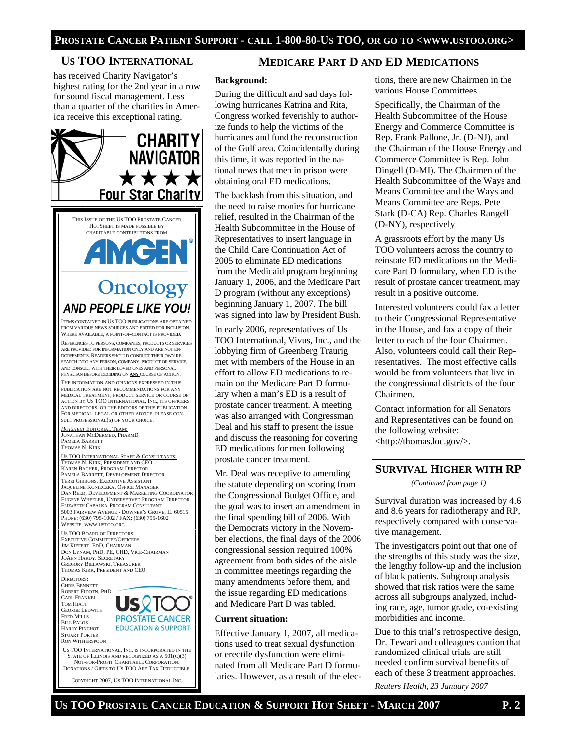## Us TOO International

has received Charity Navigator's highest rating for the 2nd year in a row for sound fiscal management. Less than a quarter of the charities in America receive this exceptional rating.

CHARITY NAVIGATOR ★★★★ Four Star Charity

This issue of the Us TOO Prostate Cancer HotSheet is made possible by charitable contributions from

AMGEN Oncology

*AND PEOPLE LIKE YOU!*

Items contained in Us TOO publications are obtained from various news sources and edited for inclusion. Where available, a point-of-contact is provided.

References to persons, companies, products or services are provided for information only and are NOT endorsements. Readers should conduct their own research into any person, company, product or service, and consult with their loved ones and personal physician before deciding on **ANY** course of action.

The information and opinions expressed in this publication are not recommendations for any medical treatment, product service or course of action by Us TOO International, Inc., its officers and directors, or the editors of this publication. For medical, legal or other advice, please consult professional(s) of your choice.

*HotSheet* Editorial Team:
Jonathan McDermed, PharmD
Pamela Barrett
Thomas N. Kirk

Us TOO International Staff & Consultants:
Thomas N. Kirk, President and CEO
Karen Bacher, Program Director
Pamela Barrett, Development Director
Terri Gibbons, Executive Assistant
Jaqueline Konieczka, Office Manager
Dan Reed, Development & Marketing Coordinator
Eugene Wheeler, Underserved Program Director
Elizabeth Cabalka, Program Consultant
5003 Fairview Avenue - Downer's Grove, IL 60515
Phone: (630) 795-1002 / Fax: (630) 795-1602
Website: www.ustoo.org

Us TOO Board of Directors:
Executive Committee/Officers
Jim Kiefert, EdD, Chairman
Don Lynam, PhD, PE, CHD, Vice-Chairman
JoAnn Hardy, Secretary
Gregory Bielawski, Treasurer
Thomas Kirk, President and CEO

Directors:
Chris Bennett
Robert Fidotn, PhD
Carl Frankel
Tom Hiatt
George Ledwith
Fred Mills
Bill Palos
Harry Pinchot
Stuart Porter
Ron Witherspoon

Us TOO Prostate Cancer Education & Support

Us TOO International, Inc. is incorporated in the State of Illinois and recognized as a 501(c)(3) not-for-profit charitable corporation. Donations / Gifts to Us TOO are tax deductible.

Copyright 2007, Us TOO International Inc.

## Medicare Part D and ED Medications

**Background:**

During the difficult and sad days following hurricanes Katrina and Rita, Congress worked feverishly to authorize funds to help the victims of the hurricanes and fund the reconstruction of the Gulf area. Coincidentally during this time, it was reported in the national news that men in prison were obtaining oral ED medications.

The backlash from this situation, and the need to raise monies for hurricane relief, resulted in the Chairman of the Health Subcommittee in the House of Representatives to insert language in the Child Care Continuation Act of 2005 to eliminate ED medications from the Medicaid program beginning January 1, 2006, and the Medicare Part D program (without any exceptions) beginning January 1, 2007. The bill was signed into law by President Bush.

In early 2006, representatives of Us TOO International, Vivus, Inc., and the lobbying firm of Greenberg Traurig met with members of the House in an effort to allow ED medications to remain on the Medicare Part D formulary when a man's ED is a result of prostate cancer treatment. A meeting was also arranged with Congressman Deal and his staff to present the issue and discuss the reasoning for covering ED medications for men following prostate cancer treatment.

Mr. Deal was receptive to amending the statute depending on scoring from the Congressional Budget Office, and the goal was to insert an amendment in the final spending bill of 2006. With the Democrats victory in the November elections, the final days of the 2006 congressional session required 100% agreement from both sides of the aisle in committee meetings regarding the many amendments before them, and the issue regarding ED medications and Medicare Part D was tabled.

**Current situation:**

Effective January 1, 2007, all medications used to treat sexual dysfunction or erectile dysfunction were eliminated from all Medicare Part D formularies. However, as a result of the elections, there are new Chairmen in the various House Committees.

Specifically, the Chairman of the Health Subcommittee of the House Energy and Commerce Committee is Rep. Frank Pallone, Jr. (D-NJ), and the Chairman of the House Energy and Commerce Committee is Rep. John Dingell (D-MI). The Chairmen of the Health Subcommittee of the Ways and Means Committee and the Ways and Means Committee are Reps. Pete Stark (D-CA) Rep. Charles Rangell (D-NY), respectively

A grassroots effort by the many Us TOO volunteers across the country to reinstate ED medications on the Medicare Part D formulary, when ED is the result of prostate cancer treatment, may result in a positive outcome.

Interested volunteers could fax a letter to their Congressional Representative in the House, and fax a copy of their letter to each of the four Chairmen. Also, volunteers could call their Representatives. The most effective calls would be from volunteers that live in the congressional districts of the four Chairmen.

Contact information for all Senators and Representatives can be found on the following website: <http://thomas.loc.gov/>.

## Survival Higher with RP

*(Continued from page 1)*

Survival duration was increased by 4.6 and 8.6 years for radiotherapy and RP, respectively compared with conservative management.

The investigators point out that one of the strengths of this study was the size, the lengthy follow-up and the inclusion of black patients. Subgroup analysis showed that risk ratios were the same across all subgroups analyzed, including race, age, tumor grade, co-existing morbidities and income.

Due to this trial's retrospective design, Dr. Tewari and colleagues caution that randomized clinical trials are still needed confirm survival benefits of each of these 3 treatment approaches.

*Reuters Health, 23 January 2007*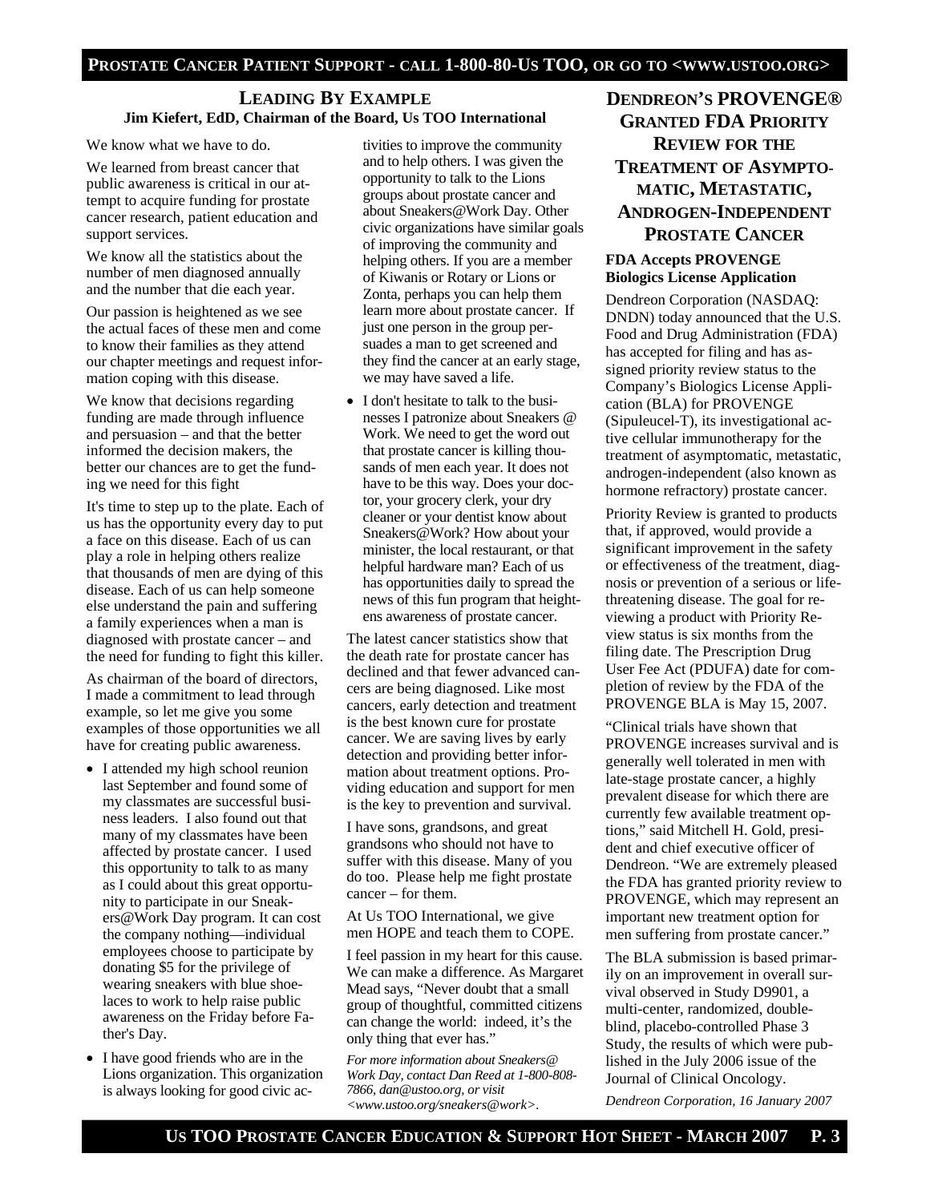## LEADING BY EXAMPLE

**Jim Kiefert, EdD, Chairman of the Board, Us TOO International**

We know what we have to do.

We learned from breast cancer that public awareness is critical in our attempt to acquire funding for prostate cancer research, patient education and support services.

We know all the statistics about the number of men diagnosed annually and the number that die each year.

Our passion is heightened as we see the actual faces of these men and come to know their families as they attend our chapter meetings and request information coping with this disease.

We know that decisions regarding funding are made through influence and persuasion – and that the better informed the decision makers, the better our chances are to get the funding we need for this fight

It's time to step up to the plate. Each of us has the opportunity every day to put a face on this disease. Each of us can play a role in helping others realize that thousands of men are dying of this disease. Each of us can help someone else understand the pain and suffering a family experiences when a man is diagnosed with prostate cancer – and the need for funding to fight this killer.

As chairman of the board of directors, I made a commitment to lead through example, so let me give you some examples of those opportunities we all have for creating public awareness.

- I attended my high school reunion last September and found some of my classmates are successful business leaders. I also found out that many of my classmates have been affected by prostate cancer. I used this opportunity to talk to as many as I could about this great opportunity to participate in our Sneakers@Work Day program. It can cost the company nothing—individual employees choose to participate by donating $5 for the privilege of wearing sneakers with blue shoelaces to work to help raise public awareness on the Friday before Father's Day.
- I have good friends who are in the Lions organization. This organization is always looking for good civic activities to improve the community and to help others. I was given the opportunity to talk to the Lions groups about prostate cancer and about Sneakers@Work Day. Other civic organizations have similar goals of improving the community and helping others. If you are a member of Kiwanis or Rotary or Lions or Zonta, perhaps you can help them learn more about prostate cancer. If just one person in the group persuades a man to get screened and they find the cancer at an early stage, we may have saved a life.
- I don't hesitate to talk to the businesses I patronize about Sneakers @ Work. We need to get the word out that prostate cancer is killing thousands of men each year. It does not have to be this way. Does your doctor, your grocery clerk, your dry cleaner or your dentist know about Sneakers@Work? How about your minister, the local restaurant, or that helpful hardware man? Each of us has opportunities daily to spread the news of this fun program that heightens awareness of prostate cancer.

The latest cancer statistics show that the death rate for prostate cancer has declined and that fewer advanced cancers are being diagnosed. Like most cancers, early detection and treatment is the best known cure for prostate cancer. We are saving lives by early detection and providing better information about treatment options. Providing education and support for men is the key to prevention and survival.

I have sons, grandsons, and great grandsons who should not have to suffer with this disease. Many of you do too. Please help me fight prostate cancer – for them.

At Us TOO International, we give men HOPE and teach them to COPE.

I feel passion in my heart for this cause. We can make a difference. As Margaret Mead says, "Never doubt that a small group of thoughtful, committed citizens can change the world: indeed, it's the only thing that ever has."

*For more information about Sneakers@ Work Day, contact Dan Reed at 1-800-808-7866, dan@ustoo.org, or visit <www.ustoo.org/sneakers@work>.*

## DENDREON'S PROVENGE® GRANTED FDA PRIORITY REVIEW FOR THE TREATMENT OF ASYMPTOMATIC, METASTATIC, ANDROGEN-INDEPENDENT PROSTATE CANCER

**FDA Accepts PROVENGE Biologics License Application**

Dendreon Corporation (NASDAQ: DNDN) today announced that the U.S. Food and Drug Administration (FDA) has accepted for filing and has assigned priority review status to the Company's Biologics License Application (BLA) for PROVENGE (Sipuleucel-T), its investigational active cellular immunotherapy for the treatment of asymptomatic, metastatic, androgen-independent (also known as hormone refractory) prostate cancer.

Priority Review is granted to products that, if approved, would provide a significant improvement in the safety or effectiveness of the treatment, diagnosis or prevention of a serious or life-threatening disease. The goal for reviewing a product with Priority Review status is six months from the filing date. The Prescription Drug User Fee Act (PDUFA) date for completion of review by the FDA of the PROVENGE BLA is May 15, 2007.

"Clinical trials have shown that PROVENGE increases survival and is generally well tolerated in men with late-stage prostate cancer, a highly prevalent disease for which there are currently few available treatment options," said Mitchell H. Gold, president and chief executive officer of Dendreon. "We are extremely pleased the FDA has granted priority review to PROVENGE, which may represent an important new treatment option for men suffering from prostate cancer."

The BLA submission is based primarily on an improvement in overall survival observed in Study D9901, a multi-center, randomized, double-blind, placebo-controlled Phase 3 Study, the results of which were published in the July 2006 issue of the Journal of Clinical Oncology.

*Dendreon Corporation, 16 January 2007*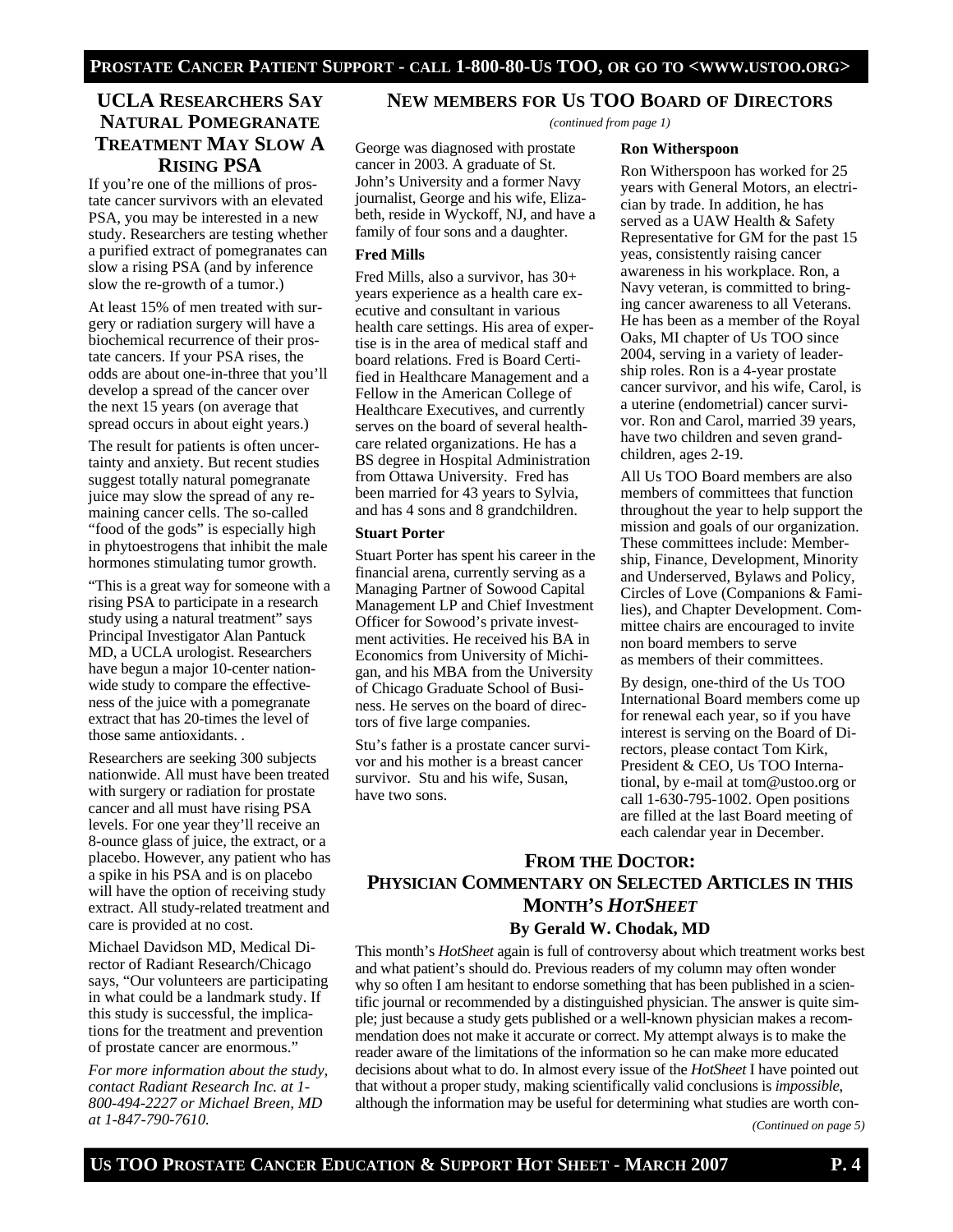## UCLA Researchers Say Natural Pomegranate Treatment May Slow A Rising PSA

If you're one of the millions of prostate cancer survivors with an elevated PSA, you may be interested in a new study. Researchers are testing whether a purified extract of pomegranates can slow a rising PSA (and by inference slow the re-growth of a tumor.)

At least 15% of men treated with surgery or radiation surgery will have a biochemical recurrence of their prostate cancers. If your PSA rises, the odds are about one-in-three that you'll develop a spread of the cancer over the next 15 years (on average that spread occurs in about eight years.)

The result for patients is often uncertainty and anxiety. But recent studies suggest totally natural pomegranate juice may slow the spread of any remaining cancer cells. The so-called "food of the gods" is especially high in phytoestrogens that inhibit the male hormones stimulating tumor growth.

"This is a great way for someone with a rising PSA to participate in a research study using a natural treatment" says Principal Investigator Alan Pantuck MD, a UCLA urologist. Researchers have begun a major 10-center nationwide study to compare the effectiveness of the juice with a pomegranate extract that has 20-times the level of those same antioxidants. .

Researchers are seeking 300 subjects nationwide. All must have been treated with surgery or radiation for prostate cancer and all must have rising PSA levels. For one year they'll receive an 8-ounce glass of juice, the extract, or a placebo. However, any patient who has a spike in his PSA and is on placebo will have the option of receiving study extract. All study-related treatment and care is provided at no cost.

Michael Davidson MD, Medical Director of Radiant Research/Chicago says, "Our volunteers are participating in what could be a landmark study. If this study is successful, the implications for the treatment and prevention of prostate cancer are enormous."

*For more information about the study, contact Radiant Research Inc. at 1-800-494-2227 or Michael Breen, MD at 1-847-790-7610.*

## New members for Us TOO Board of Directors

*(continued from page 1)*

George was diagnosed with prostate cancer in 2003. A graduate of St. John's University and a former Navy journalist, George and his wife, Elizabeth, reside in Wyckoff, NJ, and have a family of four sons and a daughter.

**Fred Mills**

Fred Mills, also a survivor, has 30+ years experience as a health care executive and consultant in various health care settings. His area of expertise is in the area of medical staff and board relations. Fred is Board Certified in Healthcare Management and a Fellow in the American College of Healthcare Executives, and currently serves on the board of several healthcare related organizations. He has a BS degree in Hospital Administration from Ottawa University. Fred has been married for 43 years to Sylvia, and has 4 sons and 8 grandchildren.

**Stuart Porter**

Stuart Porter has spent his career in the financial arena, currently serving as a Managing Partner of Sowood Capital Management LP and Chief Investment Officer for Sowood's private investment activities. He received his BA in Economics from University of Michigan, and his MBA from the University of Chicago Graduate School of Business. He serves on the board of directors of five large companies.

Stu's father is a prostate cancer survivor and his mother is a breast cancer survivor. Stu and his wife, Susan, have two sons.

**Ron Witherspoon**

Ron Witherspoon has worked for 25 years with General Motors, an electrician by trade. In addition, he has served as a UAW Health & Safety Representative for GM for the past 15 yeas, consistently raising cancer awareness in his workplace. Ron, a Navy veteran, is committed to bringing cancer awareness to all Veterans. He has been as a member of the Royal Oaks, MI chapter of Us TOO since 2004, serving in a variety of leadership roles. Ron is a 4-year prostate cancer survivor, and his wife, Carol, is a uterine (endometrial) cancer survivor. Ron and Carol, married 39 years, have two children and seven grandchildren, ages 2-19.

All Us TOO Board members are also members of committees that function throughout the year to help support the mission and goals of our organization. These committees include: Membership, Finance, Development, Minority and Underserved, Bylaws and Policy, Circles of Love (Companions & Families), and Chapter Development. Committee chairs are encouraged to invite non board members to serve as members of their committees.

By design, one-third of the Us TOO International Board members come up for renewal each year, so if you have interest is serving on the Board of Directors, please contact Tom Kirk, President & CEO, Us TOO International, by e-mail at tom@ustoo.org or call 1-630-795-1002. Open positions are filled at the last Board meeting of each calendar year in December.

## From the Doctor: Physician Commentary on Selected Articles in this Month's *HotSheet*

### By Gerald W. Chodak, MD

This month's *HotSheet* again is full of controversy about which treatment works best and what patient's should do. Previous readers of my column may often wonder why so often I am hesitant to endorse something that has been published in a scientific journal or recommended by a distinguished physician. The answer is quite simple; just because a study gets published or a well-known physician makes a recommendation does not make it accurate or correct. My attempt always is to make the reader aware of the limitations of the information so he can make more educated decisions about what to do. In almost every issue of the *HotSheet* I have pointed out that without a proper study, making scientifically valid conclusions is *impossible*, although the information may be useful for determining what studies are worth con-

*(Continued on page 5)*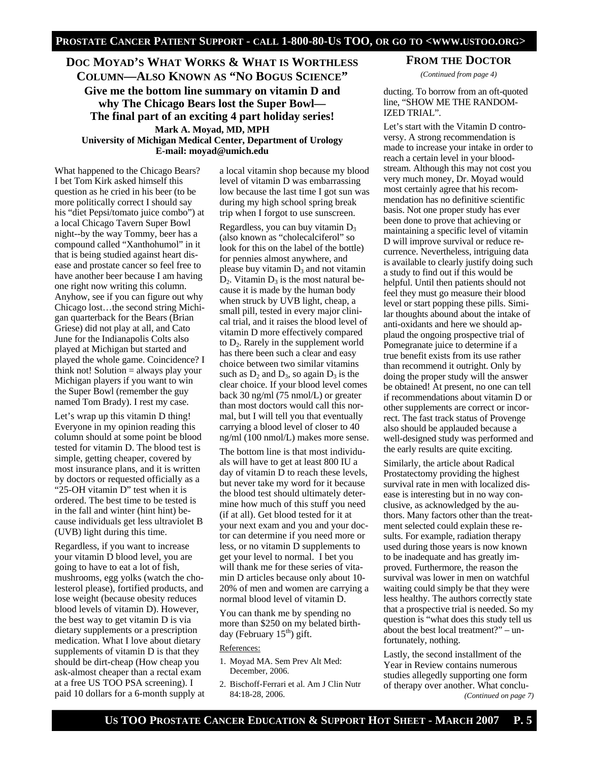## Doc Moyad's What Works & What is Worthless Column—Also Known as "No Bogus Science"

### Give me the bottom line summary on vitamin D and why The Chicago Bears lost the Super Bowl— The final part of an exciting 4 part holiday series!

**Mark A. Moyad, MD, MPH**
**University of Michigan Medical Center, Department of Urology**
**E-mail: moyad@umich.edu**

What happened to the Chicago Bears? I bet Tom Kirk asked himself this question as he cried in his beer (to be more politically correct I should say his "diet Pepsi/tomato juice combo") at a local Chicago Tavern Super Bowl night--by the way Tommy, beer has a compound called "Xanthohumol" in it that is being studied against heart disease and prostate cancer so feel free to have another beer because I am having one right now writing this column. Anyhow, see if you can figure out why Chicago lost…the second string Michigan quarterback for the Bears (Brian Griese) did not play at all, and Cato June for the Indianapolis Colts also played at Michigan but started and played the whole game. Coincidence? I think not! Solution = always play your Michigan players if you want to win the Super Bowl (remember the guy named Tom Brady). I rest my case.

Let's wrap up this vitamin D thing! Everyone in my opinion reading this column should at some point be blood tested for vitamin D. The blood test is simple, getting cheaper, covered by most insurance plans, and it is written by doctors or requested officially as a "25-OH vitamin D" test when it is ordered. The best time to be tested is in the fall and winter (hint hint) because individuals get less ultraviolet B (UVB) light during this time.

Regardless, if you want to increase your vitamin D blood level, you are going to have to eat a lot of fish, mushrooms, egg yolks (watch the cholesterol please), fortified products, and lose weight (because obesity reduces blood levels of vitamin D). However, the best way to get vitamin D is via dietary supplements or a prescription medication. What I love about dietary supplements of vitamin D is that they should be dirt-cheap (How cheap you ask-almost cheaper than a rectal exam at a free US TOO PSA screening). I paid 10 dollars for a 6-month supply at a local vitamin shop because my blood level of vitamin D was embarrassing low because the last time I got sun was during my high school spring break trip when I forgot to use sunscreen.

Regardless, you can buy vitamin $D_3$ (also known as "cholecalciferol" so look for this on the label of the bottle) for pennies almost anywhere, and please buy vitamin $D_3$ and not vitamin $D_2$. Vitamin $D_3$ is the most natural because it is made by the human body when struck by UVB light, cheap, a small pill, tested in every major clinical trial, and it raises the blood level of vitamin D more effectively compared to $D_2$. Rarely in the supplement world has there been such a clear and easy choice between two similar vitamins such as $D_2$ and $D_3$, so again $D_3$ is the clear choice. If your blood level comes back 30 ng/ml (75 nmol/L) or greater than most doctors would call this normal, but I will tell you that eventually carrying a blood level of closer to 40 ng/ml (100 nmol/L) makes more sense.

The bottom line is that most individuals will have to get at least 800 IU a day of vitamin D to reach these levels, but never take my word for it because the blood test should ultimately determine how much of this stuff you need (if at all). Get blood tested for it at your next exam and you and your doctor can determine if you need more or less, or no vitamin D supplements to get your level to normal. I bet you will thank me for these series of vitamin D articles because only about 10-20% of men and women are carrying a normal blood level of vitamin D.

You can thank me by spending no more than $250 on my belated birthday (February 15th) gift.

References:

1. Moyad MA. Sem Prev Alt Med: December, 2006.
2. Bischoff-Ferrari et al. Am J Clin Nutr 84:18-28, 2006.

## From the Doctor

*(Continued from page 4)*

ducting. To borrow from an oft-quoted line, "SHOW ME THE RANDOMIZED TRIAL".

Let's start with the Vitamin D controversy. A strong recommendation is made to increase your intake in order to reach a certain level in your bloodstream. Although this may not cost you very much money, Dr. Moyad would most certainly agree that his recommendation has no definitive scientific basis. Not one proper study has ever been done to prove that achieving or maintaining a specific level of vitamin D will improve survival or reduce recurrence. Nevertheless, intriguing data is available to clearly justify doing such a study to find out if this would be helpful. Until then patients should not feel they must go measure their blood level or start popping these pills. Similar thoughts abound about the intake of anti-oxidants and here we should applaud the ongoing prospective trial of Pomegranate juice to determine if a true benefit exists from its use rather than recommend it outright. Only by doing the proper study will the answer be obtained! At present, no one can tell if recommendations about vitamin D or other supplements are correct or incorrect. The fast track status of Provenge also should be applauded because a well-designed study was performed and the early results are quite exciting.

Similarly, the article about Radical Prostatectomy providing the highest survival rate in men with localized disease is interesting but in no way conclusive, as acknowledged by the authors. Many factors other than the treatment selected could explain these results. For example, radiation therapy used during those years is now known to be inadequate and has greatly improved. Furthermore, the reason the survival was lower in men on watchful waiting could simply be that they were less healthy. The authors correctly state that a prospective trial is needed. So my question is "what does this study tell us about the best local treatment?" – unfortunately, nothing.

Lastly, the second installment of the Year in Review contains numerous studies allegedly supporting one form of therapy over another. What conclu-

*(Continued on page 7)*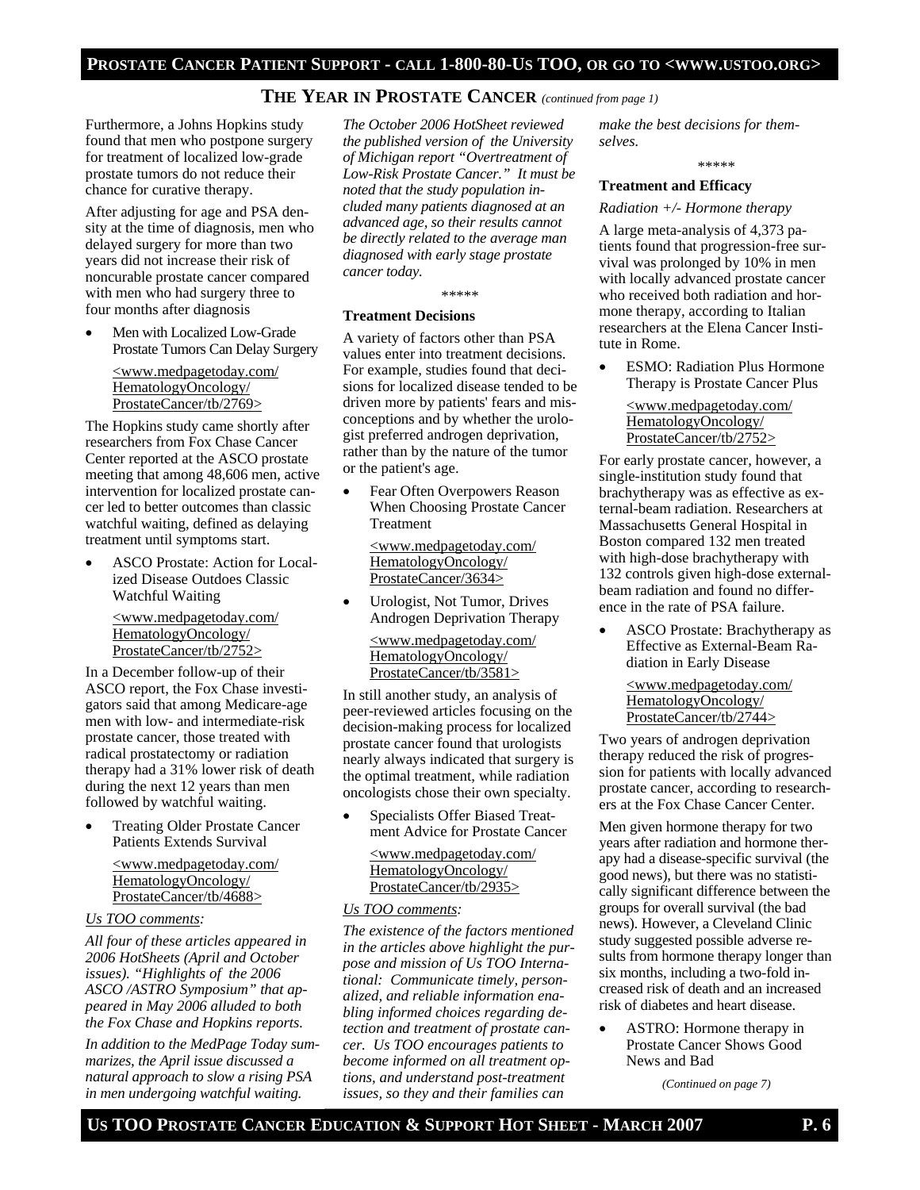## THE YEAR IN PROSTATE CANCER *(continued from page 1)*

Furthermore, a Johns Hopkins study found that men who postpone surgery for treatment of localized low-grade prostate tumors do not reduce their chance for curative therapy.

After adjusting for age and PSA density at the time of diagnosis, men who delayed surgery for more than two years did not increase their risk of noncurable prostate cancer compared with men who had surgery three to four months after diagnosis

- Men with Localized Low-Grade Prostate Tumors Can Delay Surgery
  <www.medpagetoday.com/HematologyOncology/ProstateCancer/tb/2769>

The Hopkins study came shortly after researchers from Fox Chase Cancer Center reported at the ASCO prostate meeting that among 48,606 men, active intervention for localized prostate cancer led to better outcomes than classic watchful waiting, defined as delaying treatment until symptoms start.

- ASCO Prostate: Action for Localized Disease Outdoes Classic Watchful Waiting
  <www.medpagetoday.com/HematologyOncology/ProstateCancer/tb/2752>

In a December follow-up of their ASCO report, the Fox Chase investigators said that among Medicare-age men with low- and intermediate-risk prostate cancer, those treated with radical prostatectomy or radiation therapy had a 31% lower risk of death during the next 12 years than men followed by watchful waiting.

- Treating Older Prostate Cancer Patients Extends Survival
  <www.medpagetoday.com/HematologyOncology/ProstateCancer/tb/4688>

Us TOO comments:

*All four of these articles appeared in 2006 HotSheets (April and October issues). "Highlights of the 2006 ASCO /ASTRO Symposium" that appeared in May 2006 alluded to both the Fox Chase and Hopkins reports.*

*In addition to the MedPage Today summarizes, the April issue discussed a natural approach to slow a rising PSA in men undergoing watchful waiting.*

*The October 2006 HotSheet reviewed the published version of the University of Michigan report "Overtreatment of Low-Risk Prostate Cancer." It must be noted that the study population included many patients diagnosed at an advanced age, so their results cannot be directly related to the average man diagnosed with early stage prostate cancer today.*

\*\*\*\*\*

### Treatment Decisions

A variety of factors other than PSA values enter into treatment decisions. For example, studies found that decisions for localized disease tended to be driven more by patients' fears and misconceptions and by whether the urologist preferred androgen deprivation, rather than by the nature of the tumor or the patient's age.

- Fear Often Overpowers Reason When Choosing Prostate Cancer Treatment
  <www.medpagetoday.com/HematologyOncology/ProstateCancer/3634>
- Urologist, Not Tumor, Drives Androgen Deprivation Therapy
  <www.medpagetoday.com/HematologyOncology/ProstateCancer/tb/3581>

In still another study, an analysis of peer-reviewed articles focusing on the decision-making process for localized prostate cancer found that urologists nearly always indicated that surgery is the optimal treatment, while radiation oncologists chose their own specialty.

- Specialists Offer Biased Treatment Advice for Prostate Cancer
  <www.medpagetoday.com/HematologyOncology/ProstateCancer/tb/2935>

Us TOO comments:

*The existence of the factors mentioned in the articles above highlight the purpose and mission of Us TOO International: Communicate timely, personalized, and reliable information enabling informed choices regarding detection and treatment of prostate cancer. Us TOO encourages patients to become informed on all treatment options, and understand post-treatment issues, so they and their families can make the best decisions for themselves.*

\*\*\*\*\*

### Treatment and Efficacy

*Radiation +/- Hormone therapy*

A large meta-analysis of 4,373 patients found that progression-free survival was prolonged by 10% in men with locally advanced prostate cancer who received both radiation and hormone therapy, according to Italian researchers at the Elena Cancer Institute in Rome.

- ESMO: Radiation Plus Hormone Therapy is Prostate Cancer Plus
  <www.medpagetoday.com/HematologyOncology/ProstateCancer/tb/2752>

For early prostate cancer, however, a single-institution study found that brachytherapy was as effective as external-beam radiation. Researchers at Massachusetts General Hospital in Boston compared 132 men treated with high-dose brachytherapy with 132 controls given high-dose external-beam radiation and found no difference in the rate of PSA failure.

- ASCO Prostate: Brachytherapy as Effective as External-Beam Radiation in Early Disease
  <www.medpagetoday.com/HematologyOncology/ProstateCancer/tb/2744>

Two years of androgen deprivation therapy reduced the risk of progression for patients with locally advanced prostate cancer, according to researchers at the Fox Chase Cancer Center.

Men given hormone therapy for two years after radiation and hormone therapy had a disease-specific survival (the good news), but there was no statistically significant difference between the groups for overall survival (the bad news). However, a Cleveland Clinic study suggested possible adverse results from hormone therapy longer than six months, including a two-fold increased risk of death and an increased risk of diabetes and heart disease.

- ASTRO: Hormone therapy in Prostate Cancer Shows Good News and Bad

*(Continued on page 7)*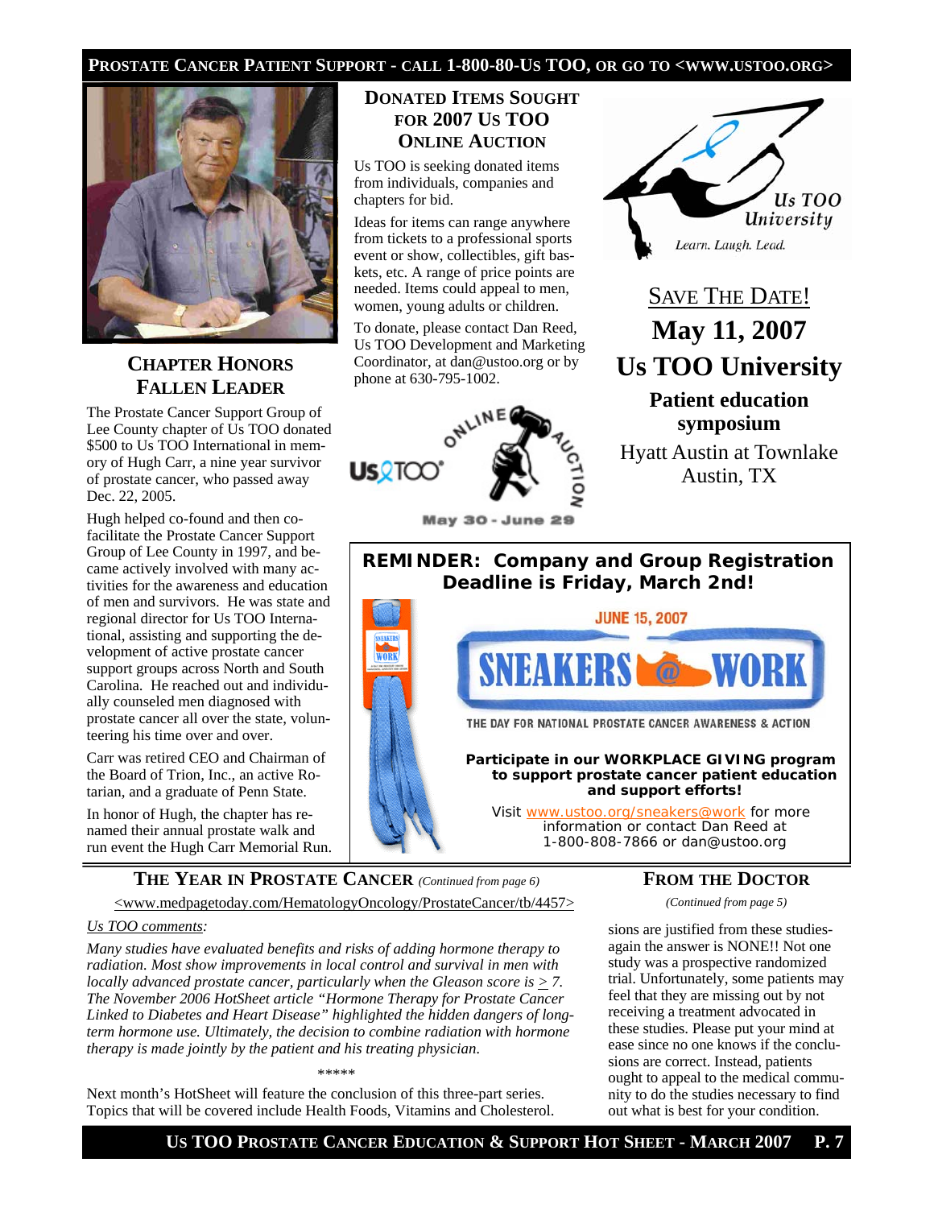## CHAPTER HONORS FALLEN LEADER

The Prostate Cancer Support Group of Lee County chapter of Us TOO donated $500 to Us TOO International in memory of Hugh Carr, a nine year survivor of prostate cancer, who passed away Dec. 22, 2005.

Hugh helped co-found and then co-facilitate the Prostate Cancer Support Group of Lee County in 1997, and became actively involved with many activities for the awareness and education of men and survivors. He was state and regional director for Us TOO International, assisting and supporting the development of active prostate cancer support groups across North and South Carolina. He reached out and individually counseled men diagnosed with prostate cancer all over the state, volunteering his time over and over.

Carr was retired CEO and Chairman of the Board of Trion, Inc., an active Rotarian, and a graduate of Penn State.

In honor of Hugh, the chapter has renamed their annual prostate walk and run event the Hugh Carr Memorial Run.

## DONATED ITEMS SOUGHT FOR 2007 US TOO ONLINE AUCTION

Us TOO is seeking donated items from individuals, companies and chapters for bid.

Ideas for items can range anywhere from tickets to a professional sports event or show, collectibles, gift baskets, etc. A range of price points are needed. Items could appeal to men, women, young adults or children.

To donate, please contact Dan Reed, Us TOO Development and Marketing Coordinator, at dan@ustoo.org or by phone at 630-795-1002.

Us TOO Online Auction
May 30 - June 29

Us TOO University
Learn. Laugh. Lead.

## SAVE THE DATE!

**May 11, 2007**

**Us TOO University**

**Patient education symposium**

Hyatt Austin at Townlake
Austin, TX

**REMINDER: Company and Group Registration Deadline is Friday, March 2nd!**

JUNE 15, 2007

SNEAKERS @ WORK

THE DAY FOR NATIONAL PROSTATE CANCER AWARENESS & ACTION

**Participate in our WORKPLACE GIVING program to support prostate cancer patient education and support efforts!**

Visit www.ustoo.org/sneakers@work for more information or contact Dan Reed at 1-800-808-7866 or dan@ustoo.org

## THE YEAR IN PROSTATE CANCER *(Continued from page 6)*

<www.medpagetoday.com/HematologyOncology/ProstateCancer/tb/4457>

*Us TOO comments:*

*Many studies have evaluated benefits and risks of adding hormone therapy to radiation. Most show improvements in local control and survival in men with locally advanced prostate cancer, particularly when the Gleason score is ≥ 7. The November 2006 HotSheet article "Hormone Therapy for Prostate Cancer Linked to Diabetes and Heart Disease" highlighted the hidden dangers of long-term hormone use. Ultimately, the decision to combine radiation with hormone therapy is made jointly by the patient and his treating physician.*

*****

Next month's HotSheet will feature the conclusion of this three-part series. Topics that will be covered include Health Foods, Vitamins and Cholesterol.

## FROM THE DOCTOR

*(Continued from page 5)*

sions are justified from these studies-again the answer is NONE!! Not one study was a prospective randomized trial. Unfortunately, some patients may feel that they are missing out by not receiving a treatment advocated in these studies. Please put your mind at ease since no one knows if the conclusions are correct. Instead, patients ought to appeal to the medical community to do the studies necessary to find out what is best for your condition.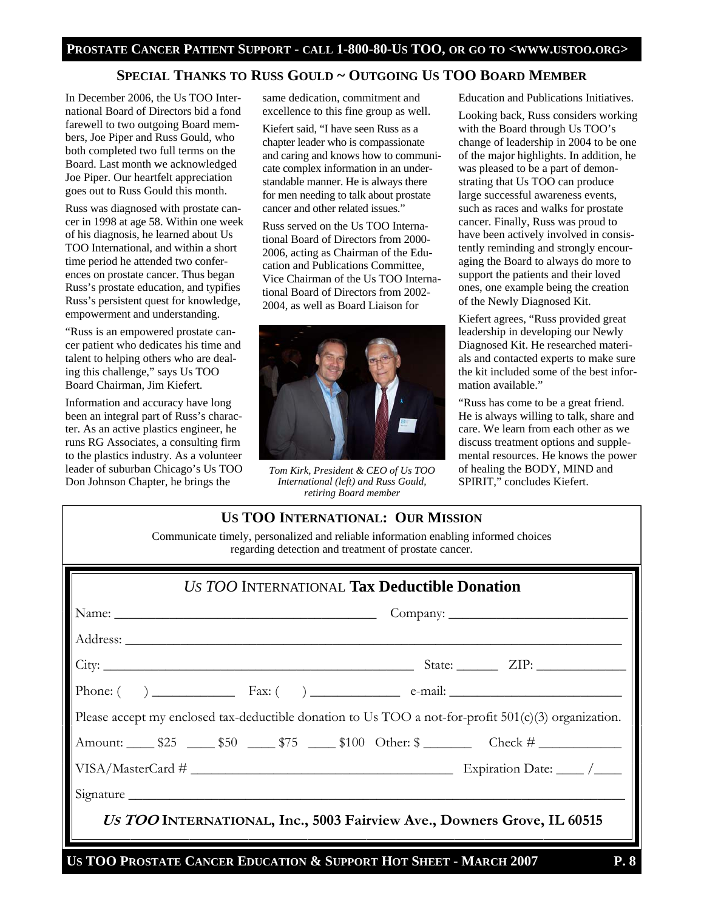## SPECIAL THANKS TO RUSS GOULD ~ OUTGOING US TOO BOARD MEMBER

In December 2006, the Us TOO International Board of Directors bid a fond farewell to two outgoing Board members, Joe Piper and Russ Gould, who both completed two full terms on the Board. Last month we acknowledged Joe Piper. Our heartfelt appreciation goes out to Russ Gould this month.

Russ was diagnosed with prostate cancer in 1998 at age 58. Within one week of his diagnosis, he learned about Us TOO International, and within a short time period he attended two conferences on prostate cancer. Thus began Russ's prostate education, and typifies Russ's persistent quest for knowledge, empowerment and understanding.

"Russ is an empowered prostate cancer patient who dedicates his time and talent to helping others who are dealing this challenge," says Us TOO Board Chairman, Jim Kiefert.

Information and accuracy have long been an integral part of Russ's character. As an active plastics engineer, he runs RG Associates, a consulting firm to the plastics industry. As a volunteer leader of suburban Chicago's Us TOO Don Johnson Chapter, he brings the same dedication, commitment and excellence to this fine group as well.

Kiefert said, "I have seen Russ as a chapter leader who is compassionate and caring and knows how to communicate complex information in an understandable manner. He is always there for men needing to talk about prostate cancer and other related issues."

Russ served on the Us TOO International Board of Directors from 2000-2006, acting as Chairman of the Education and Publications Committee, Vice Chairman of the Us TOO International Board of Directors from 2002-2004, as well as Board Liaison for Education and Publications Initiatives.

*Tom Kirk, President & CEO of Us TOO International (left) and Russ Gould, retiring Board member*

Looking back, Russ considers working with the Board through Us TOO's change of leadership in 2004 to be one of the major highlights. In addition, he was pleased to be a part of demonstrating that Us TOO can produce large successful awareness events, such as races and walks for prostate cancer. Finally, Russ was proud to have been actively involved in consistently reminding and strongly encouraging the Board to always do more to support the patients and their loved ones, one example being the creation of the Newly Diagnosed Kit.

Kiefert agrees, "Russ provided great leadership in developing our Newly Diagnosed Kit. He researched materials and contacted experts to make sure the kit included some of the best information available."

"Russ has come to be a great friend. He is always willing to talk, share and care. We learn from each other as we discuss treatment options and supplemental resources. He knows the power of healing the BODY, MIND and SPIRIT," concludes Kiefert.

## US TOO INTERNATIONAL: OUR MISSION

Communicate timely, personalized and reliable information enabling informed choices regarding detection and treatment of prostate cancer.

## *US TOO* INTERNATIONAL **Tax Deductible Donation**

Name: ______________________________ Company: ______________________

Address: ____________________________________________________________

City: ______________________________________ State: ______ ZIP: ___________

Phone: (   ) ___________ Fax: (   ) ____________ e-mail: ______________________

Please accept my enclosed tax-deductible donation to Us TOO a not-for-profit 501(c)(3) organization.

Amount: ____ $25 ____ $50 ____ $75 ____ $100 Other: $ _______ Check # ___________

VISA/MasterCard # ________________________________ Expiration Date: ____ /____

Signature ____________________________________________________________

***US TOO* INTERNATIONAL, Inc., 5003 Fairview Ave., Downers Grove, IL 60515**